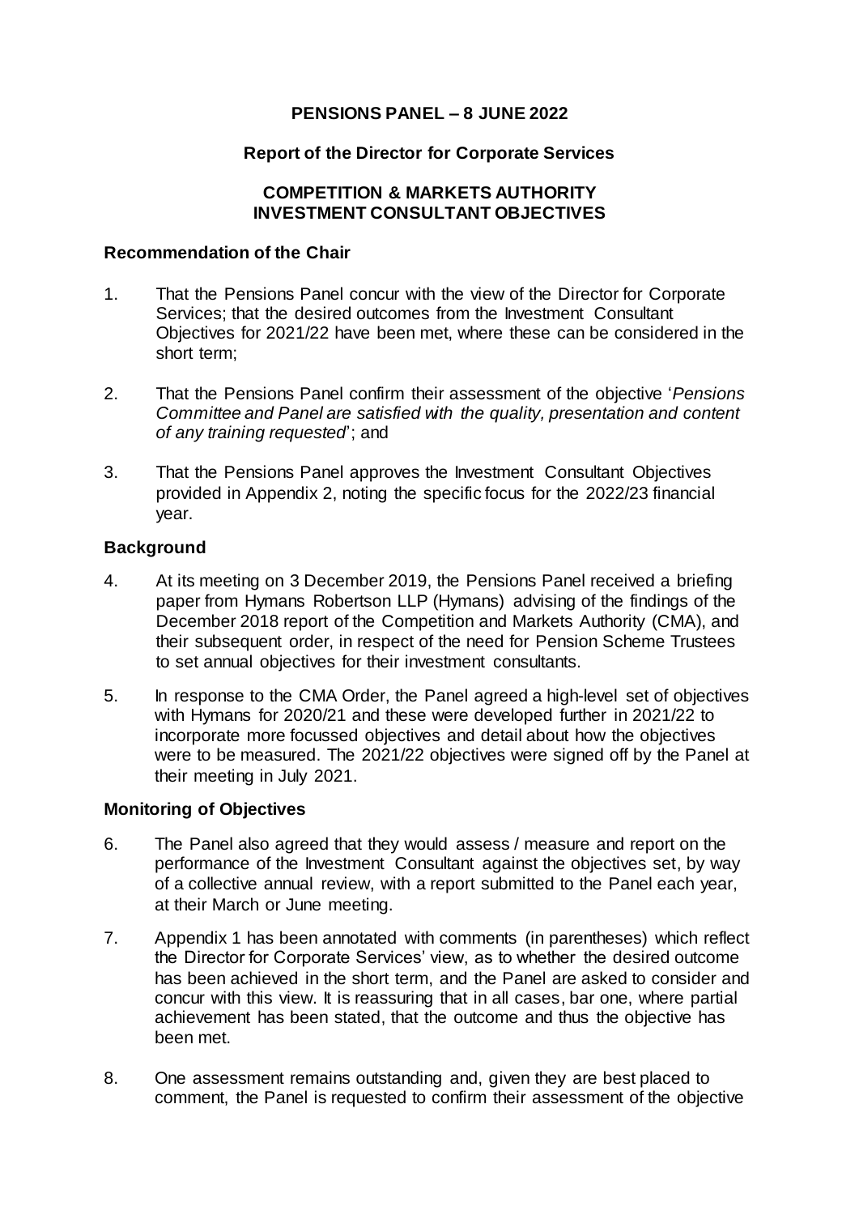**PENSIONS PANEL – 8 JUNE 2022**

**Report of the Director for Corporate Services**

**COMPETITION & MARKETS AUTHORITY INVESTMENT CONSULTANT OBJECTIVES**

## Recommendation of the Chair

1. That the Pensions Panel concur with the view of the Director for Corporate Services; that the desired outcomes from the Investment Consultant Objectives for 2021/22 have been met, where these can be considered in the short term;

2. That the Pensions Panel confirm their assessment of the objective '*Pensions Committee and Panel are satisfied with the quality, presentation and content of any training requested*'; and

3. That the Pensions Panel approves the Investment Consultant Objectives provided in Appendix 2, noting the specific focus for the 2022/23 financial year.

## Background

4. At its meeting on 3 December 2019, the Pensions Panel received a briefing paper from Hymans Robertson LLP (Hymans) advising of the findings of the December 2018 report of the Competition and Markets Authority (CMA), and their subsequent order, in respect of the need for Pension Scheme Trustees to set annual objectives for their investment consultants.

5. In response to the CMA Order, the Panel agreed a high-level set of objectives with Hymans for 2020/21 and these were developed further in 2021/22 to incorporate more focussed objectives and detail about how the objectives were to be measured. The 2021/22 objectives were signed off by the Panel at their meeting in July 2021.

## Monitoring of Objectives

6. The Panel also agreed that they would assess / measure and report on the performance of the Investment Consultant against the objectives set, by way of a collective annual review, with a report submitted to the Panel each year, at their March or June meeting.

7. Appendix 1 has been annotated with comments (in parentheses) which reflect the Director for Corporate Services' view, as to whether the desired outcome has been achieved in the short term, and the Panel are asked to consider and concur with this view. It is reassuring that in all cases, bar one, where partial achievement has been stated, that the outcome and thus the objective has been met.

8. One assessment remains outstanding and, given they are best placed to comment, the Panel is requested to confirm their assessment of the objective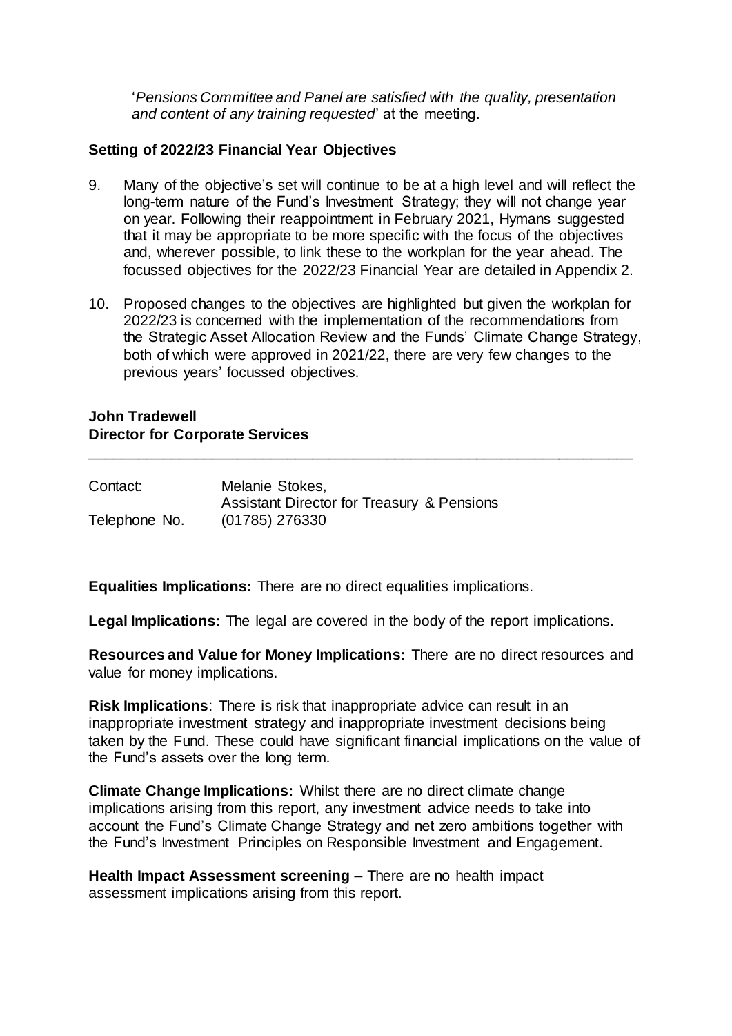'*Pensions Committee and Panel are satisfied with the quality, presentation and content of any training requested*' at the meeting.

**Setting of 2022/23 Financial Year Objectives**

9. Many of the objective's set will continue to be at a high level and will reflect the long-term nature of the Fund's Investment Strategy; they will not change year on year. Following their reappointment in February 2021, Hymans suggested that it may be appropriate to be more specific with the focus of the objectives and, wherever possible, to link these to the workplan for the year ahead. The focussed objectives for the 2022/23 Financial Year are detailed in Appendix 2.

10. Proposed changes to the objectives are highlighted but given the workplan for 2022/23 is concerned with the implementation of the recommendations from the Strategic Asset Allocation Review and the Funds' Climate Change Strategy, both of which were approved in 2021/22, there are very few changes to the previous years' focussed objectives.

**John Tradewell**
**Director for Corporate Services**

---

| | |
|---|---|
| Contact: | Melanie Stokes, Assistant Director for Treasury & Pensions |
| Telephone No. | (01785) 276330 |

**Equalities Implications:** There are no direct equalities implications.

**Legal Implications:** The legal are covered in the body of the report implications.

**Resources and Value for Money Implications:** There are no direct resources and value for money implications.

**Risk Implications**: There is risk that inappropriate advice can result in an inappropriate investment strategy and inappropriate investment decisions being taken by the Fund. These could have significant financial implications on the value of the Fund's assets over the long term.

**Climate Change Implications:** Whilst there are no direct climate change implications arising from this report, any investment advice needs to take into account the Fund's Climate Change Strategy and net zero ambitions together with the Fund's Investment Principles on Responsible Investment and Engagement.

**Health Impact Assessment screening** – There are no health impact assessment implications arising from this report.